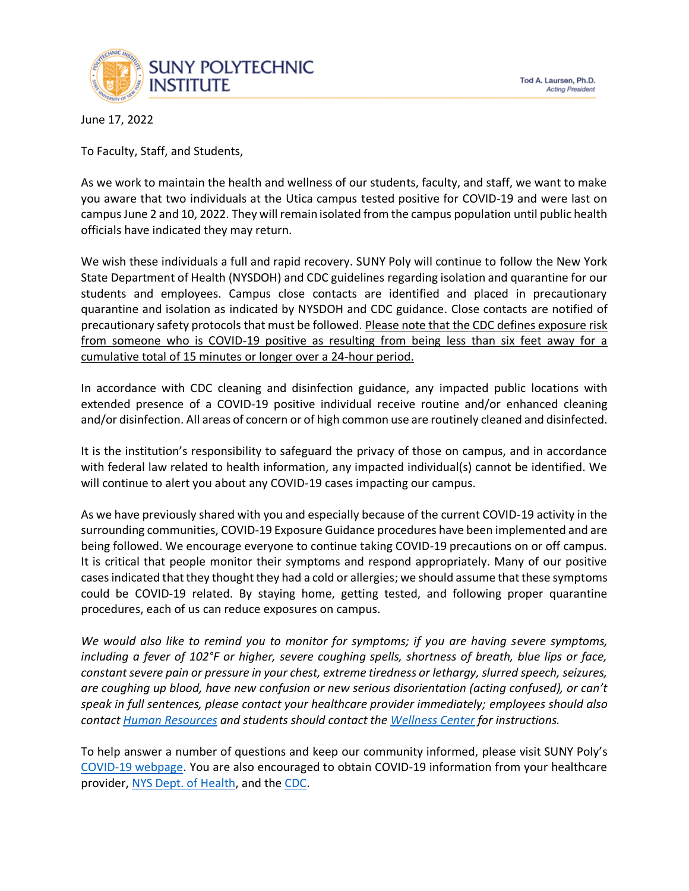SUNY POLYTECHNIC INSTITUTE

Tod A. Laursen, Ph.D.
*Acting President*

June 17, 2022

To Faculty, Staff, and Students,

As we work to maintain the health and wellness of our students, faculty, and staff, we want to make you aware that two individuals at the Utica campus tested positive for COVID-19 and were last on campus June 2 and 10, 2022. They will remain isolated from the campus population until public health officials have indicated they may return.

We wish these individuals a full and rapid recovery. SUNY Poly will continue to follow the New York State Department of Health (NYSDOH) and CDC guidelines regarding isolation and quarantine for our students and employees. Campus close contacts are identified and placed in precautionary quarantine and isolation as indicated by NYSDOH and CDC guidance. Close contacts are notified of precautionary safety protocols that must be followed. Please note that the CDC defines exposure risk from someone who is COVID-19 positive as resulting from being less than six feet away for a cumulative total of 15 minutes or longer over a 24-hour period.

In accordance with CDC cleaning and disinfection guidance, any impacted public locations with extended presence of a COVID-19 positive individual receive routine and/or enhanced cleaning and/or disinfection. All areas of concern or of high common use are routinely cleaned and disinfected.

It is the institution's responsibility to safeguard the privacy of those on campus, and in accordance with federal law related to health information, any impacted individual(s) cannot be identified. We will continue to alert you about any COVID-19 cases impacting our campus.

As we have previously shared with you and especially because of the current COVID-19 activity in the surrounding communities, COVID-19 Exposure Guidance procedures have been implemented and are being followed. We encourage everyone to continue taking COVID-19 precautions on or off campus. It is critical that people monitor their symptoms and respond appropriately. Many of our positive cases indicated that they thought they had a cold or allergies; we should assume that these symptoms could be COVID-19 related. By staying home, getting tested, and following proper quarantine procedures, each of us can reduce exposures on campus.

*We would also like to remind you to monitor for symptoms; if you are having severe symptoms, including a fever of 102°F or higher, severe coughing spells, shortness of breath, blue lips or face, constant severe pain or pressure in your chest, extreme tiredness or lethargy, slurred speech, seizures, are coughing up blood, have new confusion or new serious disorientation (acting confused), or can't speak in full sentences, please contact your healthcare provider immediately; employees should also contact Human Resources and students should contact the Wellness Center for instructions.*

To help answer a number of questions and keep our community informed, please visit SUNY Poly's COVID-19 webpage. You are also encouraged to obtain COVID-19 information from your healthcare provider, NYS Dept. of Health, and the CDC.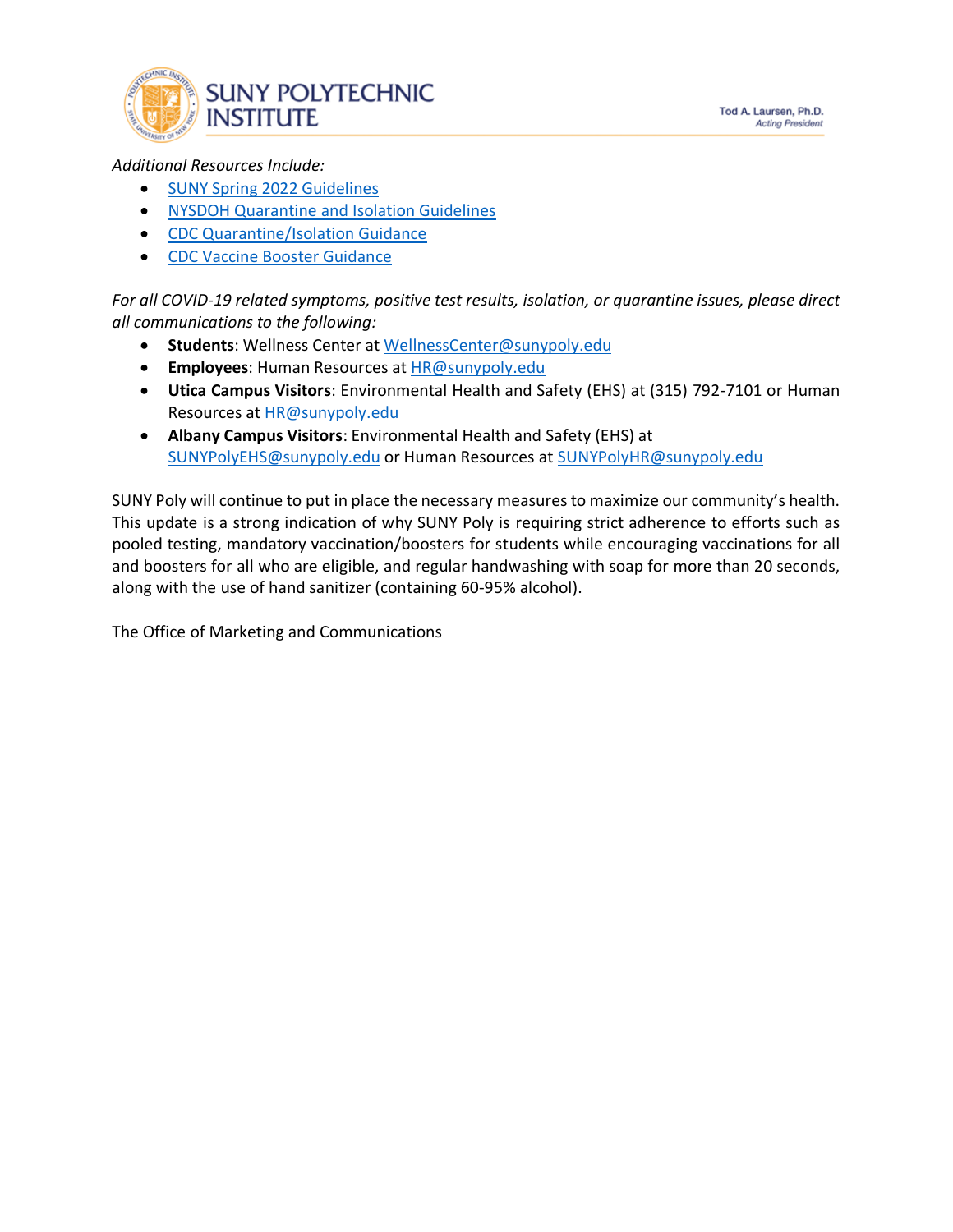*Additional Resources Include:*

- SUNY Spring 2022 Guidelines
- NYSDOH Quarantine and Isolation Guidelines
- CDC Quarantine/Isolation Guidance
- CDC Vaccine Booster Guidance

*For all COVID-19 related symptoms, positive test results, isolation, or quarantine issues, please direct all communications to the following:*

- **Students**: Wellness Center at WellnessCenter@sunypoly.edu
- **Employees**: Human Resources at HR@sunypoly.edu
- **Utica Campus Visitors**: Environmental Health and Safety (EHS) at (315) 792-7101 or Human Resources at HR@sunypoly.edu
- **Albany Campus Visitors**: Environmental Health and Safety (EHS) at SUNYPolyEHS@sunypoly.edu or Human Resources at SUNYPolyHR@sunypoly.edu

SUNY Poly will continue to put in place the necessary measures to maximize our community's health. This update is a strong indication of why SUNY Poly is requiring strict adherence to efforts such as pooled testing, mandatory vaccination/boosters for students while encouraging vaccinations for all and boosters for all who are eligible, and regular handwashing with soap for more than 20 seconds, along with the use of hand sanitizer (containing 60-95% alcohol).

The Office of Marketing and Communications